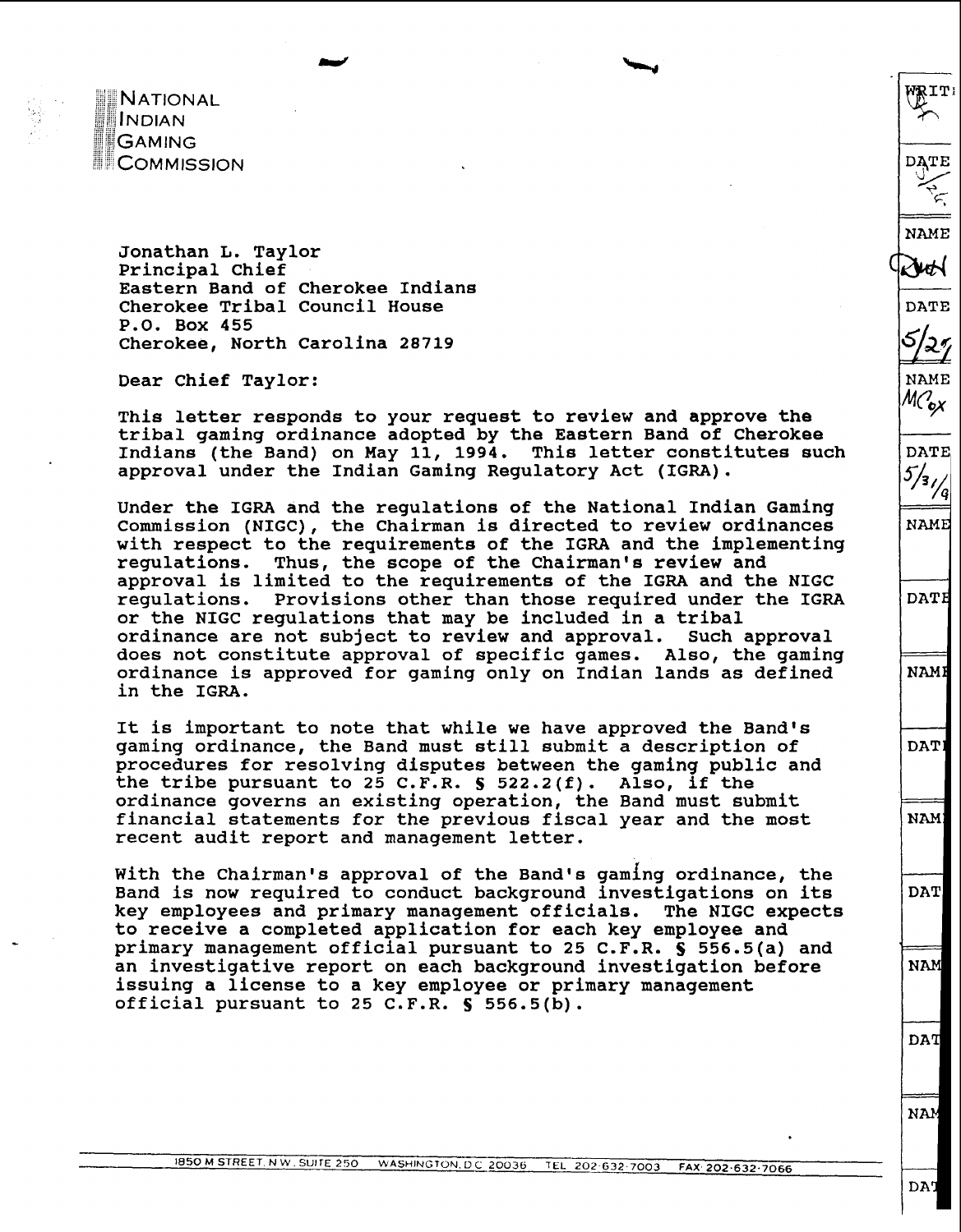NATIONAL
INDIAN
GAMING
COMMISSION

Jonathan L. Taylor
Principal Chief
Eastern Band of Cherokee Indians
Cherokee Tribal Council House
P.O. Box 455
Cherokee, North Carolina 28719

Dear Chief Taylor:

This letter responds to your request to review and approve the tribal gaming ordinance adopted by the Eastern Band of Cherokee Indians (the Band) on May 11, 1994. This letter constitutes such approval under the Indian Gaming Regulatory Act (IGRA).

Under the IGRA and the regulations of the National Indian Gaming Commission (NIGC), the Chairman is directed to review ordinances with respect to the requirements of the IGRA and the implementing regulations. Thus, the scope of the Chairman's review and approval is limited to the requirements of the IGRA and the NIGC regulations. Provisions other than those required under the IGRA or the NIGC regulations that may be included in a tribal ordinance are not subject to review and approval. Such approval does not constitute approval of specific games. Also, the gaming ordinance is approved for gaming only on Indian lands as defined in the IGRA.

It is important to note that while we have approved the Band's gaming ordinance, the Band must still submit a description of procedures for resolving disputes between the gaming public and the tribe pursuant to 25 C.F.R. § 522.2(f). Also, if the ordinance governs an existing operation, the Band must submit financial statements for the previous fiscal year and the most recent audit report and management letter.

With the Chairman's approval of the Band's gaming ordinance, the Band is now required to conduct background investigations on its key employees and primary management officials. The NIGC expects to receive a completed application for each key employee and primary management official pursuant to 25 C.F.R. § 556.5(a) and an investigative report on each background investigation before issuing a license to a key employee or primary management official pursuant to 25 C.F.R. § 556.5(b).

1850 M STREET, N.W. SUITE 250 WASHINGTON, D.C. 20036 TEL 202-632-7003 FAX 202-632-7066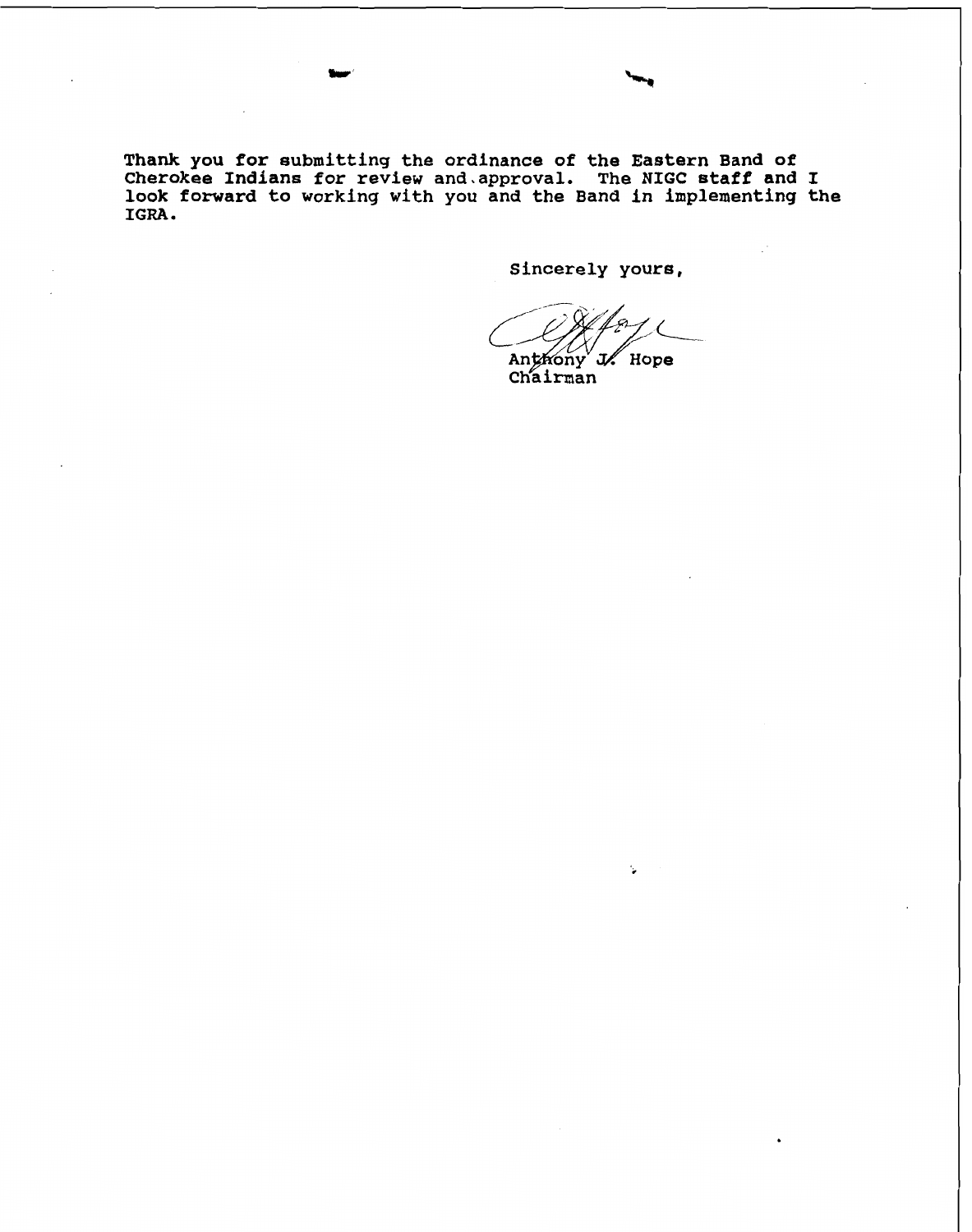Thank you for submitting the ordinance of the Eastern Band of Cherokee Indians for review and approval. The NIGC staff and I look forward to working with you and the Band in implementing the IGRA.

Sincerely yours,

Anthony J. Hope
Chairman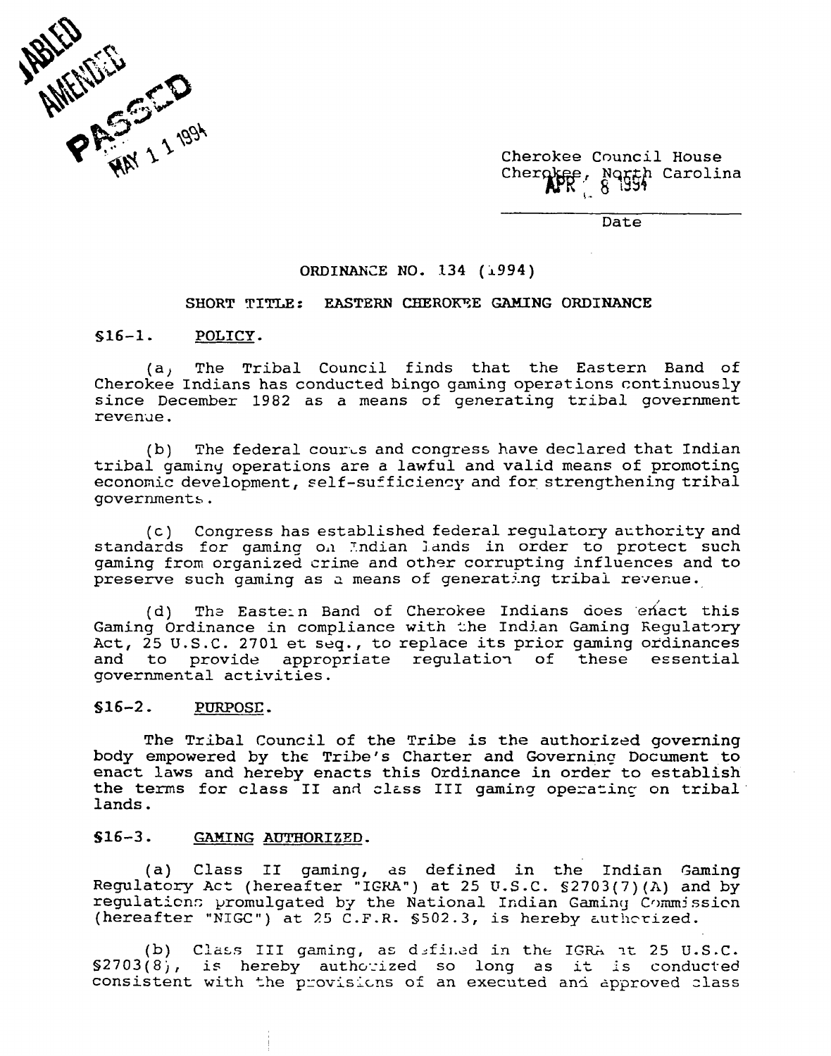TABLED
AMENDED
PASSED
MAY 1 1 1994

Cherokee Council House
Cherokee, North Carolina
APR 8 1994

Date

ORDINANCE NO. 134 (1994)

SHORT TITLE: EASTERN CHEROKEE GAMING ORDINANCE

§16-1. POLICY.

(a) The Tribal Council finds that the Eastern Band of Cherokee Indians has conducted bingo gaming operations continuously since December 1982 as a means of generating tribal government revenue.

(b) The federal courts and congress have declared that Indian tribal gaming operations are a lawful and valid means of promoting economic development, self-sufficiency and for strengthening tribal governments.

(c) Congress has established federal regulatory authority and standards for gaming on Indian lands in order to protect such gaming from organized crime and other corrupting influences and to preserve such gaming as a means of generating tribal revenue.

(d) The Eastern Band of Cherokee Indians does enact this Gaming Ordinance in compliance with the Indian Gaming Regulatory Act, 25 U.S.C. 2701 et seq., to replace its prior gaming ordinances and to provide appropriate regulation of these essential governmental activities.

§16-2. PURPOSE.

The Tribal Council of the Tribe is the authorized governing body empowered by the Tribe's Charter and Governing Document to enact laws and hereby enacts this Ordinance in order to establish the terms for class II and class III gaming operating on tribal lands.

§16-3. GAMING AUTHORIZED.

(a) Class II gaming, as defined in the Indian Gaming Regulatory Act (hereafter "IGRA") at 25 U.S.C. §2703(7)(A) and by regulations promulgated by the National Indian Gaming Commission (hereafter "NIGC") at 25 C.F.R. §502.3, is hereby authorized.

(b) Class III gaming, as defined in the IGRA at 25 U.S.C. §2703(8), is hereby authorized so long as it is conducted consistent with the provisions of an executed and approved class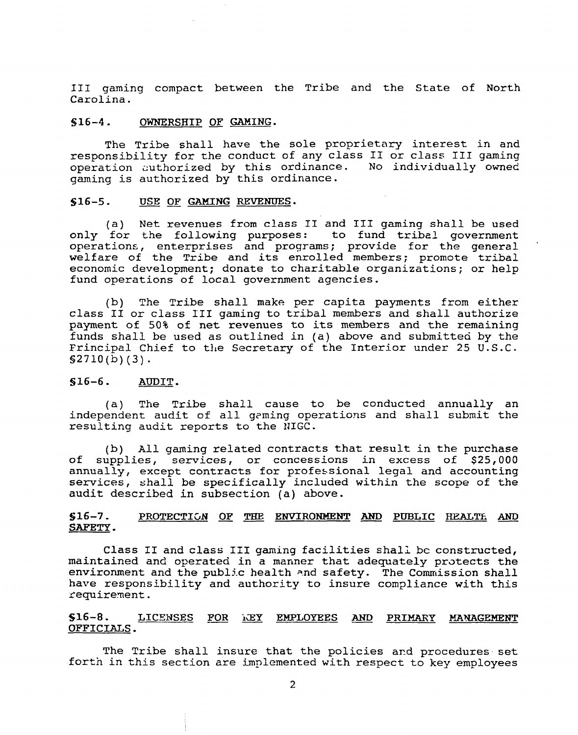III gaming compact between the Tribe and the State of North Carolina.

## §16-4. OWNERSHIP OF GAMING.

The Tribe shall have the sole proprietary interest in and responsibility for the conduct of any class II or class III gaming operation authorized by this ordinance. No individually owned gaming is authorized by this ordinance.

## §16-5. USE OF GAMING REVENUES.

(a) Net revenues from class II and III gaming shall be used only for the following purposes: to fund tribal government operations, enterprises and programs; provide for the general welfare of the Tribe and its enrolled members; promote tribal economic development; donate to charitable organizations; or help fund operations of local government agencies.

(b) The Tribe shall make per capita payments from either class II or class III gaming to tribal members and shall authorize payment of 50% of net revenues to its members and the remaining funds shall be used as outlined in (a) above and submitted by the Principal Chief to the Secretary of the Interior under 25 U.S.C. §2710(b)(3).

## §16-6. AUDIT.

(a) The Tribe shall cause to be conducted annually an independent audit of all gaming operations and shall submit the resulting audit reports to the NIGC.

(b) All gaming related contracts that result in the purchase of supplies, services, or concessions in excess of $25,000 annually, except contracts for professional legal and accounting services, shall be specifically included within the scope of the audit described in subsection (a) above.

## §16-7. PROTECTION OF THE ENVIRONMENT AND PUBLIC HEALTH AND SAFETY.

Class II and class III gaming facilities shall be constructed, maintained and operated in a manner that adequately protects the environment and the public health and safety. The Commission shall have responsibility and authority to insure compliance with this requirement.

## §16-8. LICENSES FOR KEY EMPLOYEES AND PRIMARY MANAGEMENT OFFICIALS.

The Tribe shall insure that the policies and procedures set forth in this section are implemented with respect to key employees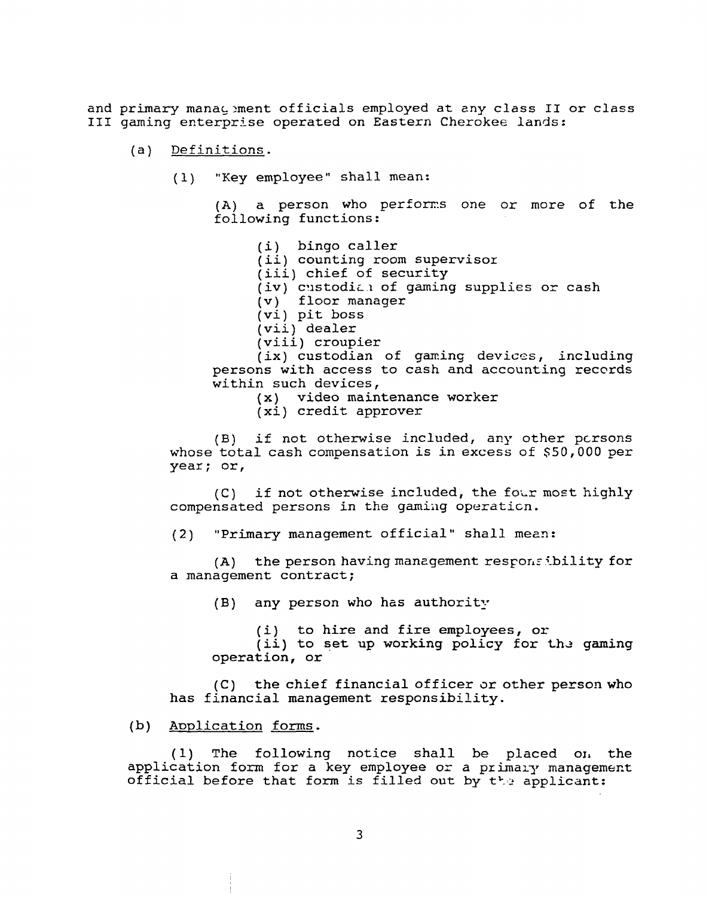and primary management officials employed at any class II or class III gaming enterprise operated on Eastern Cherokee lands:

(a) <u>Definitions</u>.

(1) "Key employee" shall mean:

(A) a person who performs one or more of the following functions:

(i) bingo caller
(ii) counting room supervisor
(iii) chief of security
(iv) custodian of gaming supplies or cash
(v) floor manager
(vi) pit boss
(vii) dealer
(viii) croupier
(ix) custodian of gaming devices, including persons with access to cash and accounting records within such devices,
(x) video maintenance worker
(xi) credit approver

(B) if not otherwise included, any other persons whose total cash compensation is in excess of $50,000 per year; or,

(C) if not otherwise included, the four most highly compensated persons in the gaming operation.

(2) "Primary management official" shall mean:

(A) the person having management responsibility for a management contract;

(B) any person who has authority

(i) to hire and fire employees, or
(ii) to set up working policy for the gaming operation, or

(C) the chief financial officer or other person who has financial management responsibility.

(b) <u>Application forms</u>.

(1) The following notice shall be placed on the application form for a key employee or a primary management official before that form is filled out by the applicant: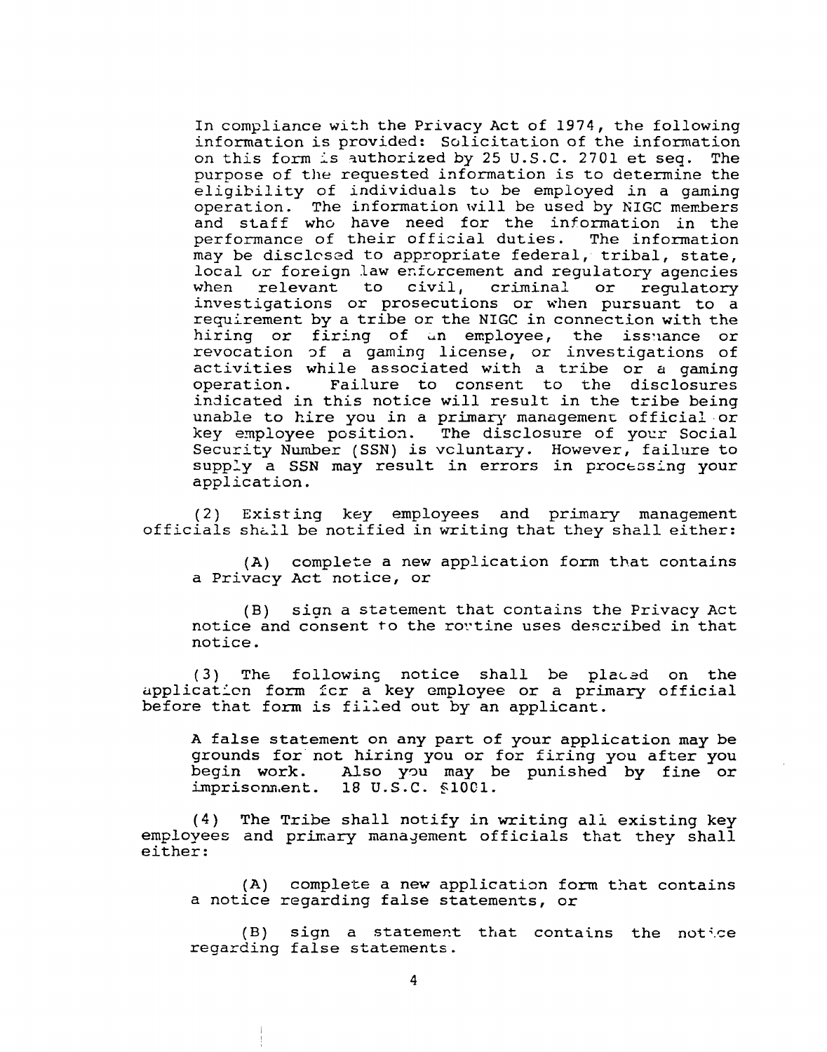In compliance with the Privacy Act of 1974, the following information is provided: Solicitation of the information on this form is authorized by 25 U.S.C. 2701 et seq. The purpose of the requested information is to determine the eligibility of individuals to be employed in a gaming operation. The information will be used by NIGC members and staff who have need for the information in the performance of their official duties. The information may be disclosed to appropriate federal, tribal, state, local or foreign law enforcement and regulatory agencies when relevant to civil, criminal or regulatory investigations or prosecutions or when pursuant to a requirement by a tribe or the NIGC in connection with the hiring or firing of an employee, the issuance or revocation of a gaming license, or investigations of activities while associated with a tribe or a gaming operation. Failure to consent to the disclosures indicated in this notice will result in the tribe being unable to hire you in a primary management official or key employee position. The disclosure of your Social Security Number (SSN) is voluntary. However, failure to supply a SSN may result in errors in processing your application.

(2) Existing key employees and primary management officials shall be notified in writing that they shall either:

(A) complete a new application form that contains a Privacy Act notice, or

(B) sign a statement that contains the Privacy Act notice and consent to the routine uses described in that notice.

(3) The following notice shall be placed on the application form for a key employee or a primary official before that form is filled out by an applicant.

A false statement on any part of your application may be grounds for not hiring you or for firing you after you begin work. Also you may be punished by fine or imprisonment. 18 U.S.C. §1001.

(4) The Tribe shall notify in writing all existing key employees and primary management officials that they shall either:

(A) complete a new application form that contains a notice regarding false statements, or

(B) sign a statement that contains the notice regarding false statements.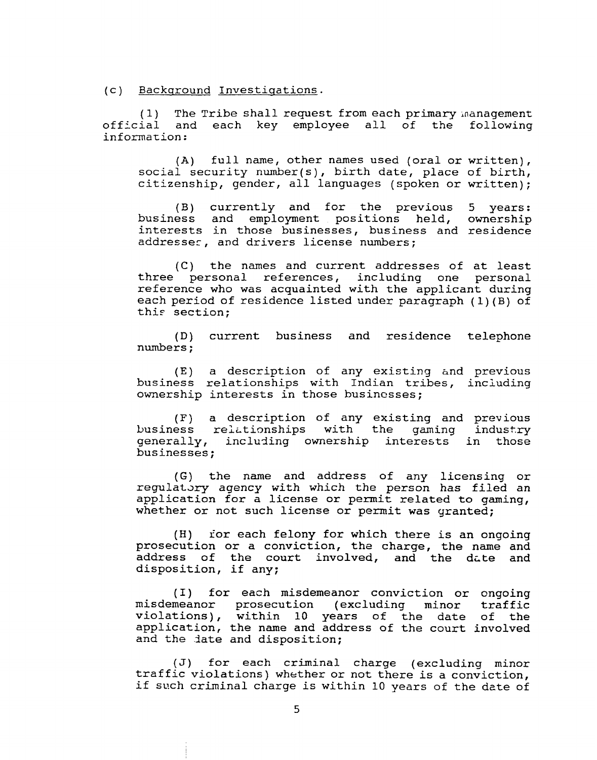(c) Background Investigations.

(1) The Tribe shall request from each primary management official and each key employee all of the following information:

(A) full name, other names used (oral or written), social security number(s), birth date, place of birth, citizenship, gender, all languages (spoken or written);

(B) currently and for the previous 5 years: business and employment positions held, ownership interests in those businesses, business and residence addresses, and drivers license numbers;

(C) the names and current addresses of at least three personal references, including one personal reference who was acquainted with the applicant during each period of residence listed under paragraph (1)(B) of this section;

(D) current business and residence telephone numbers;

(E) a description of any existing and previous business relationships with Indian tribes, including ownership interests in those businesses;

(F) a description of any existing and previous business relationships with the gaming industry generally, including ownership interests in those businesses;

(G) the name and address of any licensing or regulatory agency with which the person has filed an application for a license or permit related to gaming, whether or not such license or permit was granted;

(H) for each felony for which there is an ongoing prosecution or a conviction, the charge, the name and address of the court involved, and the date and disposition, if any;

(I) for each misdemeanor conviction or ongoing misdemeanor prosecution (excluding minor traffic violations), within 10 years of the date of the application, the name and address of the court involved and the date and disposition;

(J) for each criminal charge (excluding minor traffic violations) whether or not there is a conviction, if such criminal charge is within 10 years of the date of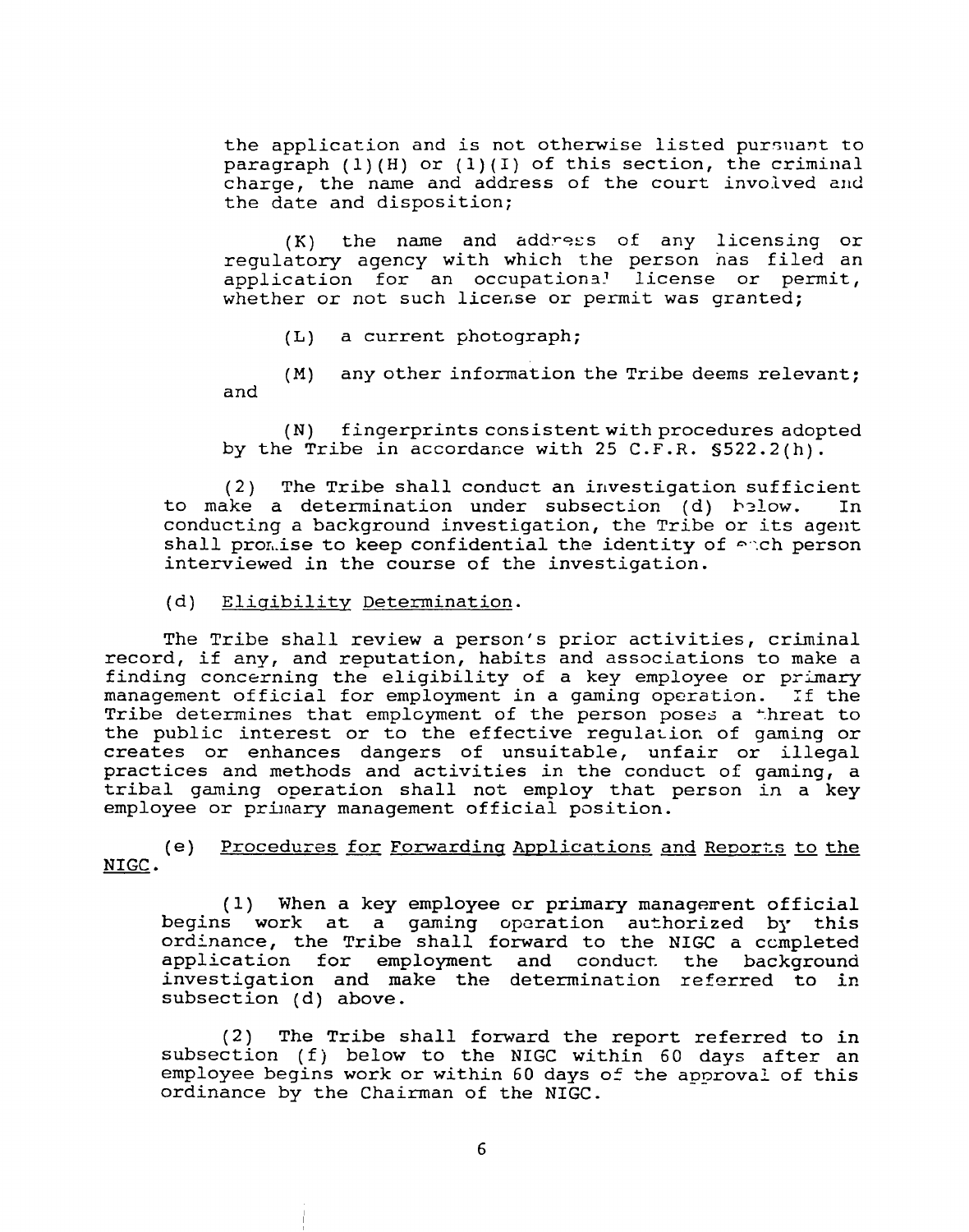the application and is not otherwise listed pursuant to paragraph (1)(H) or (1)(I) of this section, the criminal charge, the name and address of the court involved and the date and disposition;

(K) the name and address of any licensing or regulatory agency with which the person has filed an application for an occupational license or permit, whether or not such license or permit was granted;

(L) a current photograph;

(M) any other information the Tribe deems relevant; and

(N) fingerprints consistent with procedures adopted by the Tribe in accordance with 25 C.F.R. §522.2(h).

(2) The Tribe shall conduct an investigation sufficient to make a determination under subsection (d) below. In conducting a background investigation, the Tribe or its agent shall promise to keep confidential the identity of each person interviewed in the course of the investigation.

(d) <u>Eligibility Determination</u>.

The Tribe shall review a person's prior activities, criminal record, if any, and reputation, habits and associations to make a finding concerning the eligibility of a key employee or primary management official for employment in a gaming operation. If the Tribe determines that employment of the person poses a threat to the public interest or to the effective regulation of gaming or creates or enhances dangers of unsuitable, unfair or illegal practices and methods and activities in the conduct of gaming, a tribal gaming operation shall not employ that person in a key employee or primary management official position.

(e) <u>Procedures for Forwarding Applications and Reports to the NIGC</u>.

(1) When a key employee or primary management official begins work at a gaming operation authorized by this ordinance, the Tribe shall forward to the NIGC a completed application for employment and conduct the background investigation and make the determination referred to in subsection (d) above.

(2) The Tribe shall forward the report referred to in subsection (f) below to the NIGC within 60 days after an employee begins work or within 60 days of the approval of this ordinance by the Chairman of the NIGC.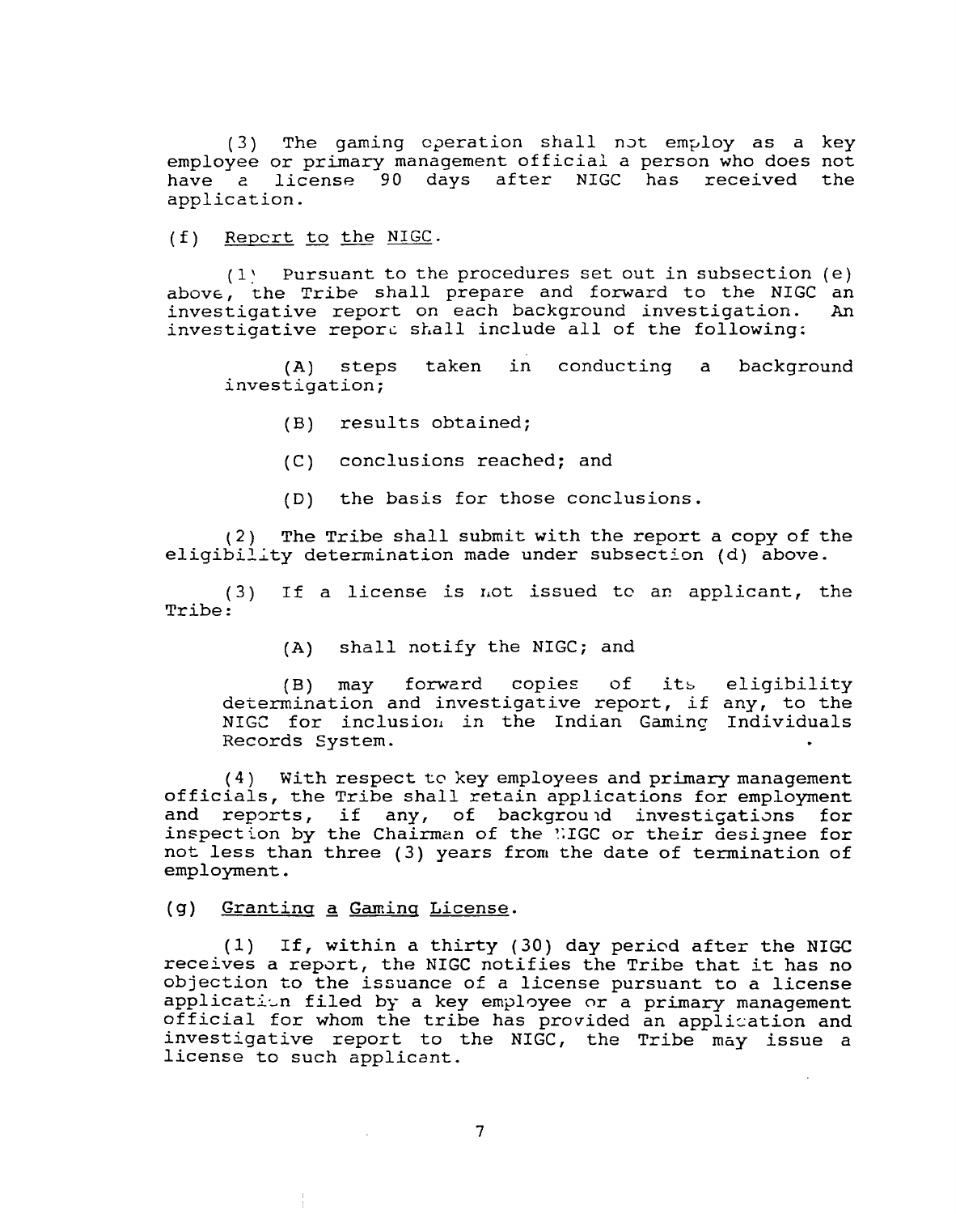(3) The gaming operation shall not employ as a key employee or primary management official a person who does not have a license 90 days after NIGC has received the application.

(f) Report to the NIGC.

(1) Pursuant to the procedures set out in subsection (e) above, the Tribe shall prepare and forward to the NIGC an investigative report on each background investigation. An investigative report shall include all of the following:

(A) steps taken in conducting a background investigation;

(B) results obtained;

(C) conclusions reached; and

(D) the basis for those conclusions.

(2) The Tribe shall submit with the report a copy of the eligibility determination made under subsection (d) above.

(3) If a license is not issued to an applicant, the Tribe:

(A) shall notify the NIGC; and

(B) may forward copies of its eligibility determination and investigative report, if any, to the NIGC for inclusion in the Indian Gaming Individuals Records System.

(4) With respect to key employees and primary management officials, the Tribe shall retain applications for employment and reports, if any, of background investigations for inspection by the Chairman of the NIGC or their designee for not less than three (3) years from the date of termination of employment.

(g) Granting a Gaming License.

(1) If, within a thirty (30) day period after the NIGC receives a report, the NIGC notifies the Tribe that it has no objection to the issuance of a license pursuant to a license application filed by a key employee or a primary management official for whom the tribe has provided an application and investigative report to the NIGC, the Tribe may issue a license to such applicant.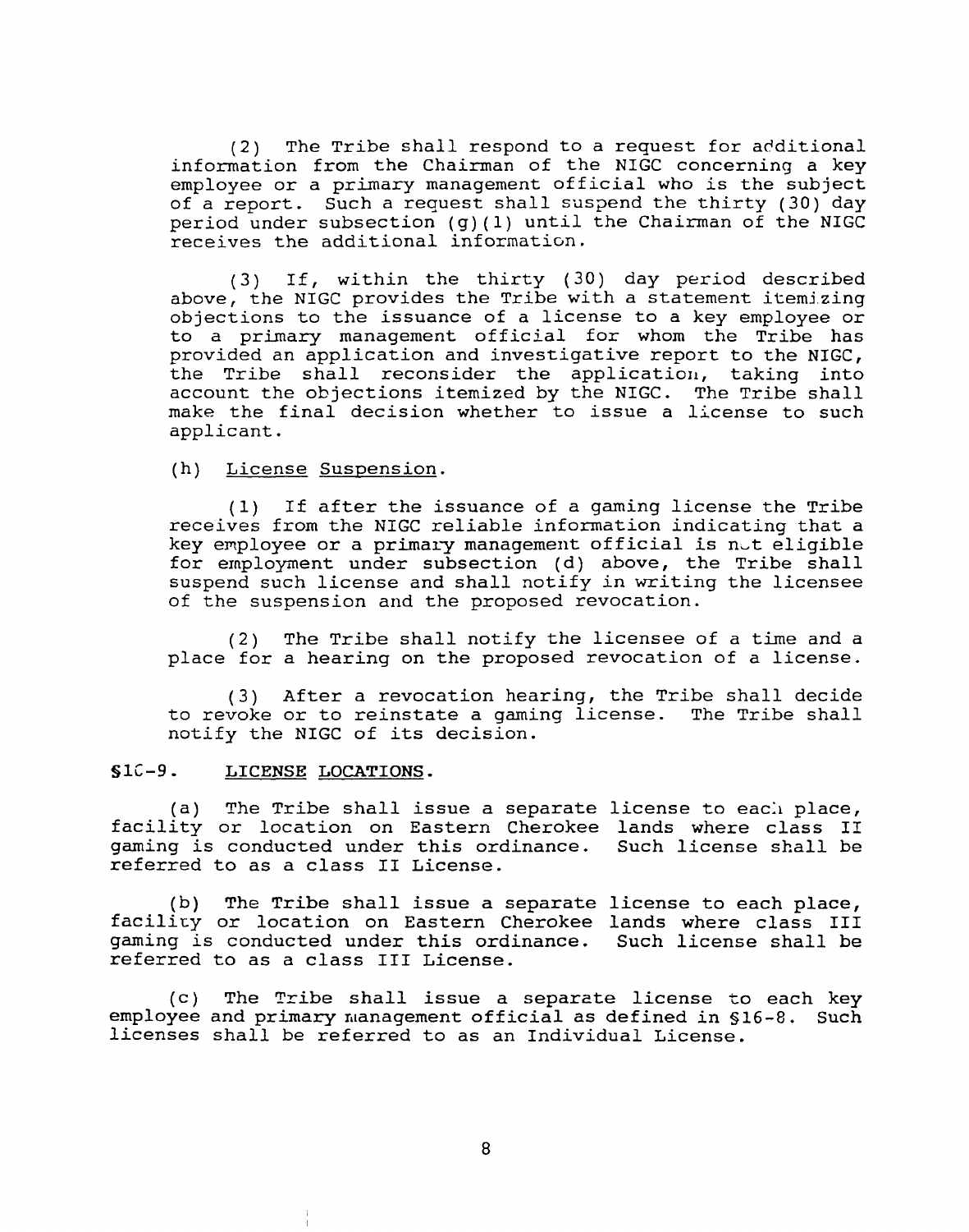(2) The Tribe shall respond to a request for additional information from the Chairman of the NIGC concerning a key employee or a primary management official who is the subject of a report. Such a request shall suspend the thirty (30) day period under subsection (g)(1) until the Chairman of the NIGC receives the additional information.

(3) If, within the thirty (30) day period described above, the NIGC provides the Tribe with a statement itemizing objections to the issuance of a license to a key employee or to a primary management official for whom the Tribe has provided an application and investigative report to the NIGC, the Tribe shall reconsider the application, taking into account the objections itemized by the NIGC. The Tribe shall make the final decision whether to issue a license to such applicant.

(h) License Suspension.

(1) If after the issuance of a gaming license the Tribe receives from the NIGC reliable information indicating that a key employee or a primary management official is not eligible for employment under subsection (d) above, the Tribe shall suspend such license and shall notify in writing the licensee of the suspension and the proposed revocation.

(2) The Tribe shall notify the licensee of a time and a place for a hearing on the proposed revocation of a license.

(3) After a revocation hearing, the Tribe shall decide to revoke or to reinstate a gaming license. The Tribe shall notify the NIGC of its decision.

## §16-9. LICENSE LOCATIONS.

(a) The Tribe shall issue a separate license to each place, facility or location on Eastern Cherokee lands where class II gaming is conducted under this ordinance. Such license shall be referred to as a class II License.

(b) The Tribe shall issue a separate license to each place, facility or location on Eastern Cherokee lands where class III gaming is conducted under this ordinance. Such license shall be referred to as a class III License.

(c) The Tribe shall issue a separate license to each key employee and primary management official as defined in §16-8. Such licenses shall be referred to as an Individual License.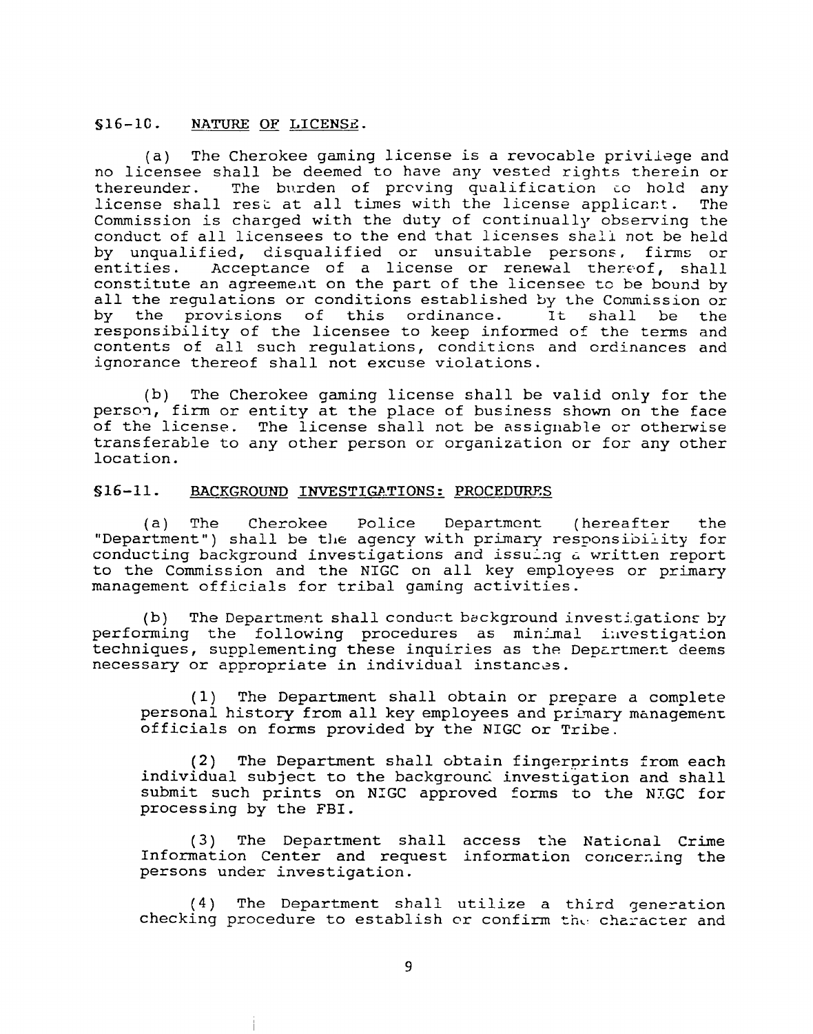## §16-10. NATURE OF LICENSE.

(a) The Cherokee gaming license is a revocable privilege and no licensee shall be deemed to have any vested rights therein or thereunder. The burden of proving qualification to hold any license shall rest at all times with the license applicant. The Commission is charged with the duty of continually observing the conduct of all licensees to the end that licenses shall not be held by unqualified, disqualified or unsuitable persons, firms or entities. Acceptance of a license or renewal thereof, shall constitute an agreement on the part of the licensee to be bound by all the regulations or conditions established by the Commission or by the provisions of this ordinance. It shall be the responsibility of the licensee to keep informed of the terms and contents of all such regulations, conditions and ordinances and ignorance thereof shall not excuse violations.

(b) The Cherokee gaming license shall be valid only for the person, firm or entity at the place of business shown on the face of the license. The license shall not be assignable or otherwise transferable to any other person or organization or for any other location.

## §16-11. BACKGROUND INVESTIGATIONS: PROCEDURES

(a) The Cherokee Police Department (hereafter the "Department") shall be the agency with primary responsibility for conducting background investigations and issuing a written report to the Commission and the NIGC on all key employees or primary management officials for tribal gaming activities.

(b) The Department shall conduct background investigations by performing the following procedures as minimal investigation techniques, supplementing these inquiries as the Department deems necessary or appropriate in individual instances.

(1) The Department shall obtain or prepare a complete personal history from all key employees and primary management officials on forms provided by the NIGC or Tribe.

(2) The Department shall obtain fingerprints from each individual subject to the background investigation and shall submit such prints on NIGC approved forms to the NIGC for processing by the FBI.

(3) The Department shall access the National Crime Information Center and request information concerning the persons under investigation.

(4) The Department shall utilize a third generation checking procedure to establish or confirm the character and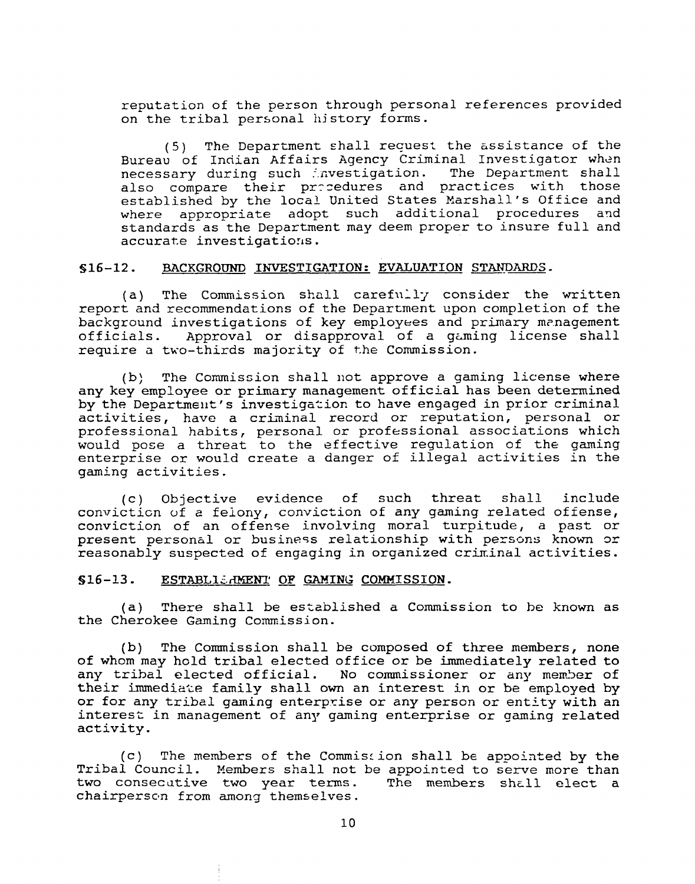reputation of the person through personal references provided on the tribal personal history forms.

(5) The Department shall request the assistance of the Bureau of Indian Affairs Agency Criminal Investigator when necessary during such investigation. The Department shall also compare their procedures and practices with those established by the local United States Marshall's Office and where appropriate adopt such additional procedures and standards as the Department may deem proper to insure full and accurate investigations.

## §16-12. BACKGROUND INVESTIGATION: EVALUATION STANDARDS.

(a) The Commission shall carefully consider the written report and recommendations of the Department upon completion of the background investigations of key employees and primary management officials. Approval or disapproval of a gaming license shall require a two-thirds majority of the Commission.

(b) The Commission shall not approve a gaming license where any key employee or primary management official has been determined by the Department's investigation to have engaged in prior criminal activities, have a criminal record or reputation, personal or professional habits, personal or professional associations which would pose a threat to the effective regulation of the gaming enterprise or would create a danger of illegal activities in the gaming activities.

(c) Objective evidence of such threat shall include conviction of a felony, conviction of any gaming related offense, conviction of an offense involving moral turpitude, a past or present personal or business relationship with persons known or reasonably suspected of engaging in organized criminal activities.

## §16-13. ESTABLISHMENT OF GAMING COMMISSION.

(a) There shall be established a Commission to be known as the Cherokee Gaming Commission.

(b) The Commission shall be composed of three members, none of whom may hold tribal elected office or be immediately related to any tribal elected official. No commissioner or any member of their immediate family shall own an interest in or be employed by or for any tribal gaming enterprise or any person or entity with an interest in management of any gaming enterprise or gaming related activity.

(c) The members of the Commission shall be appointed by the Tribal Council. Members shall not be appointed to serve more than two consecutive two year terms. The members shall elect a chairperson from among themselves.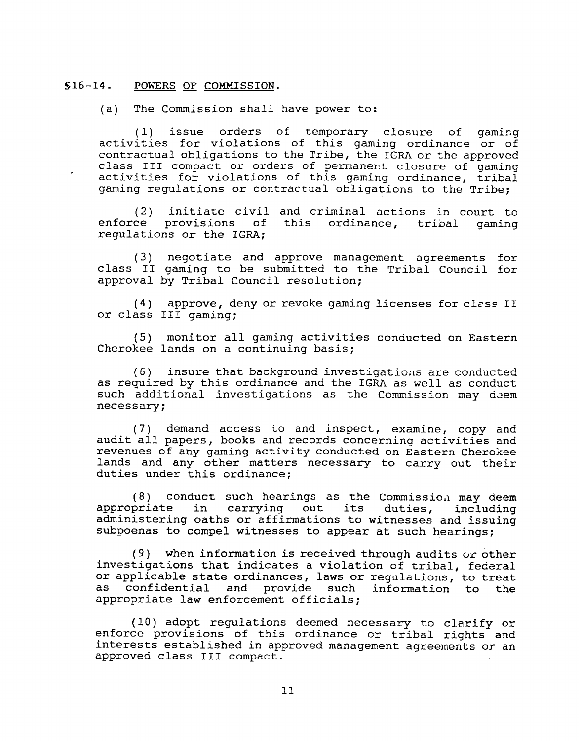## §16-14. POWERS OF COMMISSION.

(a) The Commission shall have power to:

(1) issue orders of temporary closure of gaming activities for violations of this gaming ordinance or of contractual obligations to the Tribe, the IGRA or the approved class III compact or orders of permanent closure of gaming activities for violations of this gaming ordinance, tribal gaming regulations or contractual obligations to the Tribe;

(2) initiate civil and criminal actions in court to enforce provisions of this ordinance, tribal gaming regulations or the IGRA;

(3) negotiate and approve management agreements for class II gaming to be submitted to the Tribal Council for approval by Tribal Council resolution;

(4) approve, deny or revoke gaming licenses for class II or class III gaming;

(5) monitor all gaming activities conducted on Eastern Cherokee lands on a continuing basis;

(6) insure that background investigations are conducted as required by this ordinance and the IGRA as well as conduct such additional investigations as the Commission may deem necessary;

(7) demand access to and inspect, examine, copy and audit all papers, books and records concerning activities and revenues of any gaming activity conducted on Eastern Cherokee lands and any other matters necessary to carry out their duties under this ordinance;

(8) conduct such hearings as the Commission may deem appropriate in carrying out its duties, including administering oaths or affirmations to witnesses and issuing subpoenas to compel witnesses to appear at such hearings;

(9) when information is received through audits or other investigations that indicates a violation of tribal, federal or applicable state ordinances, laws or regulations, to treat as confidential and provide such information to the appropriate law enforcement officials;

(10) adopt regulations deemed necessary to clarify or enforce provisions of this ordinance or tribal rights and interests established in approved management agreements or an approved class III compact.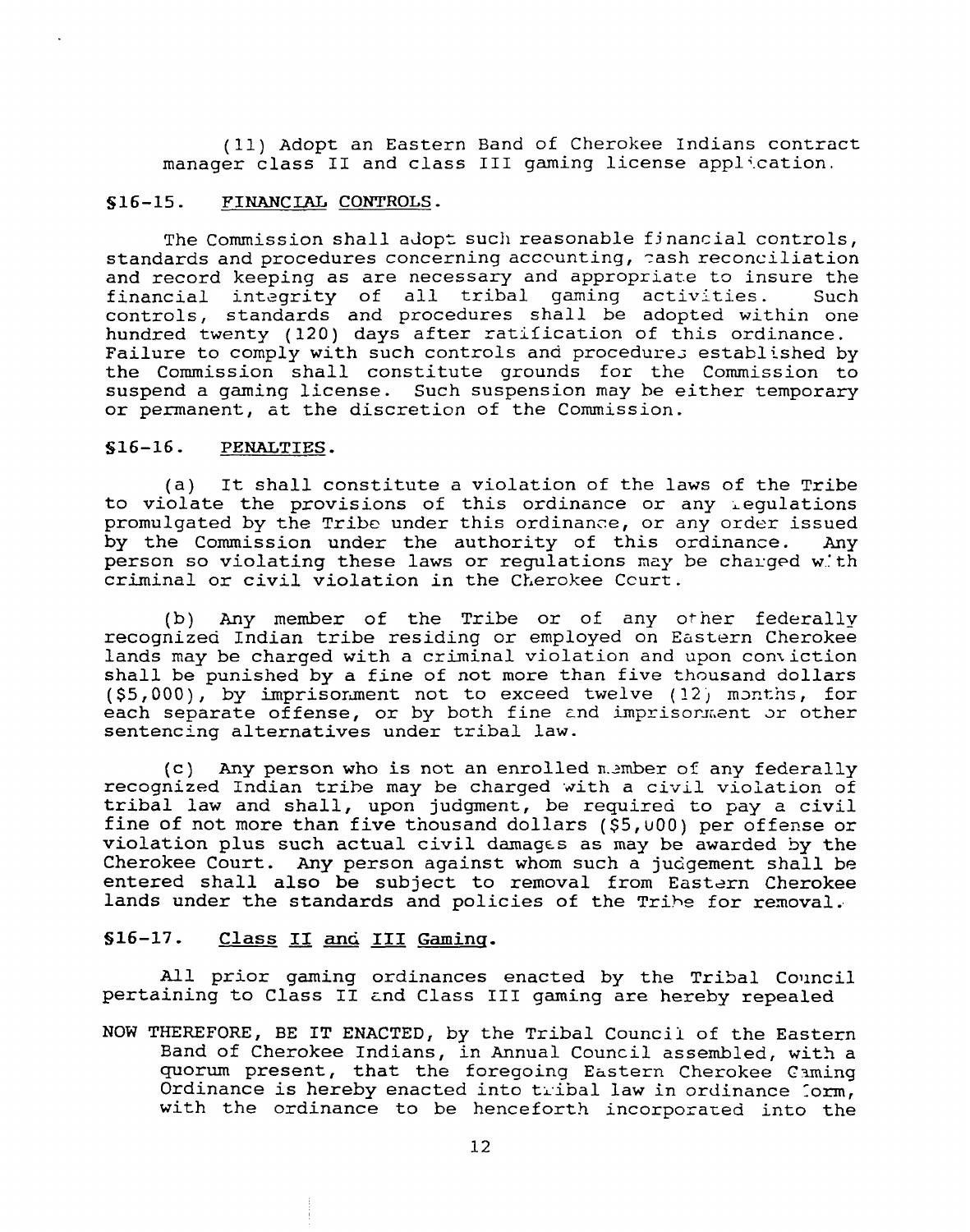(11) Adopt an Eastern Band of Cherokee Indians contract manager class II and class III gaming license application.

## §16-15. FINANCIAL CONTROLS.

The Commission shall adopt such reasonable financial controls, standards and procedures concerning accounting, cash reconciliation and record keeping as are necessary and appropriate to insure the financial integrity of all tribal gaming activities. Such controls, standards and procedures shall be adopted within one hundred twenty (120) days after ratification of this ordinance. Failure to comply with such controls and procedures established by the Commission shall constitute grounds for the Commission to suspend a gaming license. Such suspension may be either temporary or permanent, at the discretion of the Commission.

## §16-16. PENALTIES.

(a) It shall constitute a violation of the laws of the Tribe to violate the provisions of this ordinance or any regulations promulgated by the Tribe under this ordinance, or any order issued by the Commission under the authority of this ordinance. Any person so violating these laws or regulations may be charged with criminal or civil violation in the Cherokee Court.

(b) Any member of the Tribe or of any other federally recognized Indian tribe residing or employed on Eastern Cherokee lands may be charged with a criminal violation and upon conviction shall be punished by a fine of not more than five thousand dollars ($5,000), by imprisonment not to exceed twelve (12) months, for each separate offense, or by both fine and imprisonment or other sentencing alternatives under tribal law.

(c) Any person who is not an enrolled member of any federally recognized Indian tribe may be charged with a civil violation of tribal law and shall, upon judgment, be required to pay a civil fine of not more than five thousand dollars ($5,000) per offense or violation plus such actual civil damages as may be awarded by the Cherokee Court. Any person against whom such a judgement shall be entered shall also be subject to removal from Eastern Cherokee lands under the standards and policies of the Tribe for removal.

## §16-17. Class II and III Gaming.

All prior gaming ordinances enacted by the Tribal Council pertaining to Class II and Class III gaming are hereby repealed

NOW THEREFORE, BE IT ENACTED, by the Tribal Council of the Eastern Band of Cherokee Indians, in Annual Council assembled, with a quorum present, that the foregoing Eastern Cherokee Gaming Ordinance is hereby enacted into tribal law in ordinance form, with the ordinance to be henceforth incorporated into the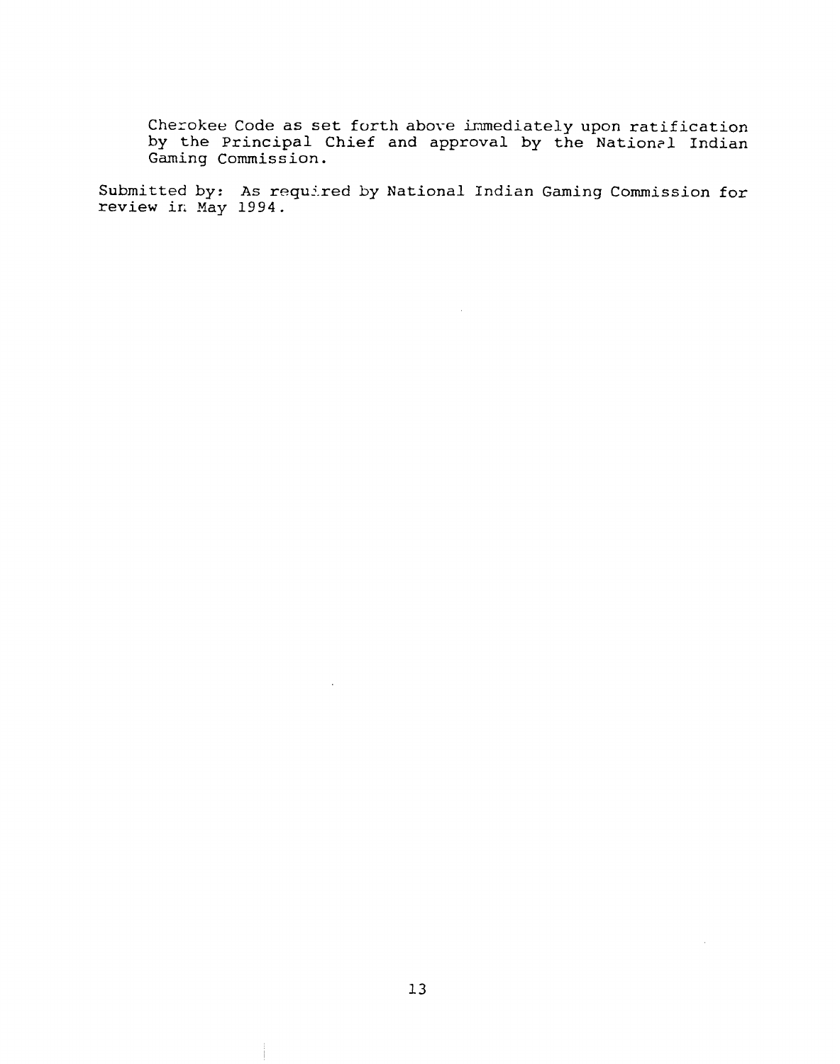Cherokee Code as set forth above immediately upon ratification by the Principal Chief and approval by the National Indian Gaming Commission.

Submitted by: As required by National Indian Gaming Commission for review in May 1994.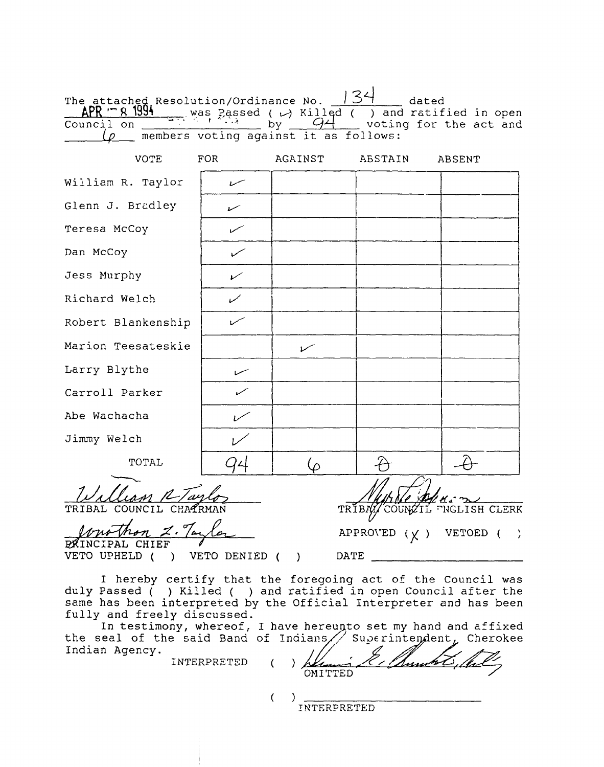The attached Resolution/Ordinance No. 134 dated APR - 8 1994 was Passed (✓) Killed ( ) and ratified in open Council on ______ by 94 voting for the act and 6 members voting against it as follows:

| VOTE | FOR | AGAINST | ABSTAIN | ABSENT |
|---|---|---|---|---|
| William R. Taylor | ✓ | | | |
| Glenn J. Bradley | ✓ | | | |
| Teresa McCoy | ✓ | | | |
| Dan McCoy | ✓ | | | |
| Jess Murphy | ✓ | | | |
| Richard Welch | ✓ | | | |
| Robert Blankenship | ✓ | | | |
| Marion Teesateskie | | ✓ | | |
| Larry Blythe | ✓ | | | |
| Carroll Parker | ✓ | | | |
| Abe Wachacha | ✓ | | | |
| Jimmy Welch | ✓ | | | |
| TOTAL | 94 | 6 | 0 | 0 |

William R Taylor
TRIBAL COUNCIL CHAIRMAN

TRIBAL COUNCIL ENGLISH CLERK

Jonathan L. Taylor
PRINCIPAL CHIEF

APPROVED (X) VETOED ( )

VETO UPHELD ( ) VETO DENIED ( ) DATE ______

I hereby certify that the foregoing act of the Council was duly Passed ( ) Killed ( ) and ratified in open Council after the same has been interpreted by the Official Interpreter and has been fully and freely discussed.

In testimony, whereof, I have hereunto set my hand and affixed the seal of the said Band of Indians// Superintendent, Cherokee Indian Agency.

INTERPRETED ( ) ______
OMITTED

( ) ______
INTERPRETED